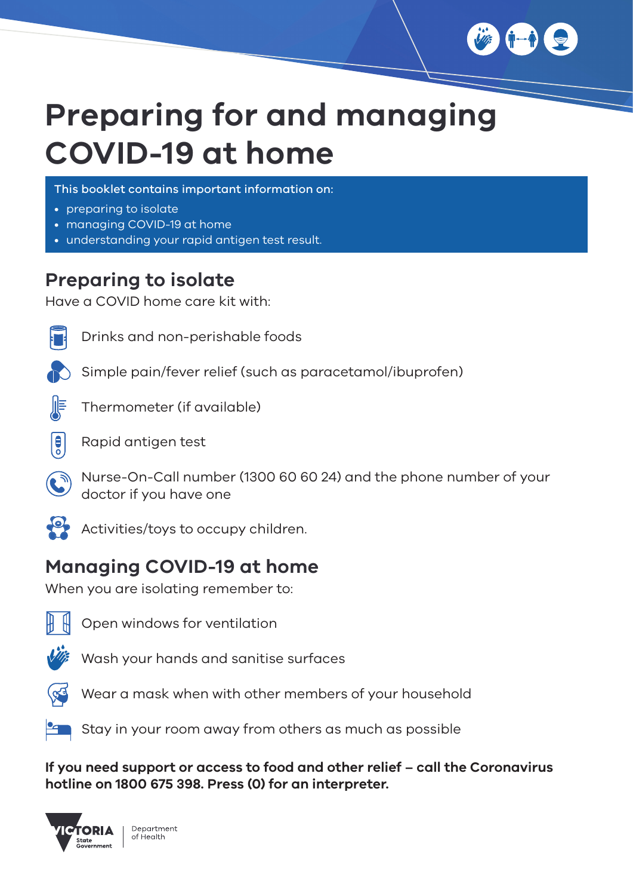# Preparing for and managing COVID-19 at home

**This booklet contains important information on:**

- preparing to isolate
- managing COVID-19 at home
- understanding your rapid antigen test result.

## Preparing to isolate

Have a COVID home care kit with:

- Drinks and non-perishable foods
- Simple pain/fever relief (such as paracetamol/ibuprofen)
- Thermometer (if available)
- Rapid antigen test
- Nurse-On-Call number (1300 60 60 24) and the phone number of your doctor if you have one
- Activities/toys to occupy children.

## Managing COVID-19 at home

When you are isolating remember to:

- Open windows for ventilation
- Wash your hands and sanitise surfaces
- Wear a mask when with other members of your household
- Stay in your room away from others as much as possible

**If you need support or access to food and other relief – call the Coronavirus hotline on 1800 675 398. Press (0) for an interpreter.**

VICTORIA State Government | Department of Health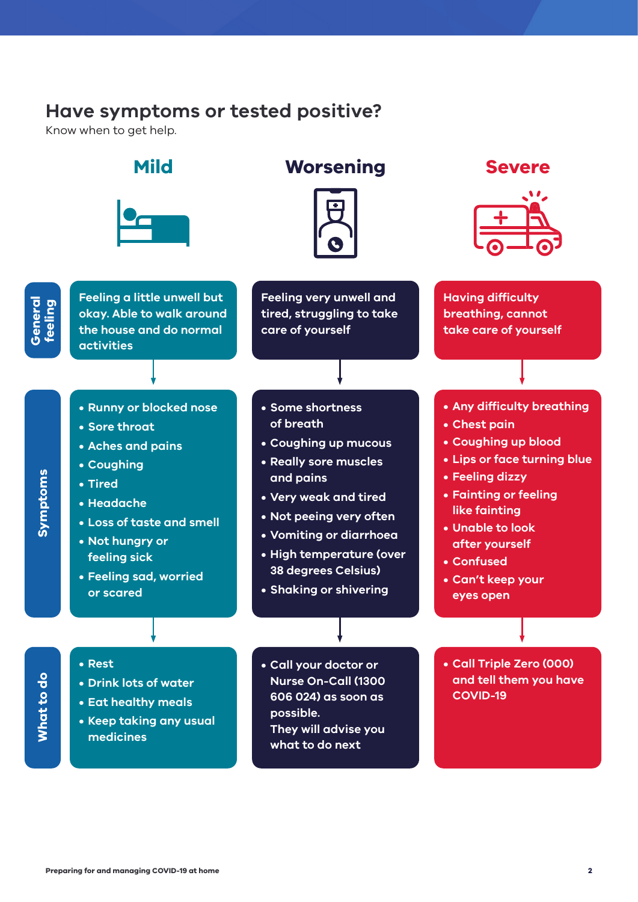## Have symptoms or tested positive?

Know when to get help.

| | Mild | Worsening | Severe |
|---|---|---|---|
| **General feeling** | Feeling a little unwell but okay. Able to walk around the house and do normal activities | Feeling very unwell and tired, struggling to take care of yourself | Having difficulty breathing, cannot take care of yourself |
| **Symptoms** | • Runny or blocked nose<br>• Sore throat<br>• Aches and pains<br>• Coughing<br>• Tired<br>• Headache<br>• Loss of taste and smell<br>• Not hungry or feeling sick<br>• Feeling sad, worried or scared | • Some shortness of breath<br>• Coughing up mucous<br>• Really sore muscles and pains<br>• Very weak and tired<br>• Not peeing very often<br>• Vomiting or diarrhoea<br>• High temperature (over 38 degrees Celsius)<br>• Shaking or shivering | • Any difficulty breathing<br>• Chest pain<br>• Coughing up blood<br>• Lips or face turning blue<br>• Feeling dizzy<br>• Fainting or feeling like fainting<br>• Unable to look after yourself<br>• Confused<br>• Can't keep your eyes open |
| **What to do** | • Rest<br>• Drink lots of water<br>• Eat healthy meals<br>• Keep taking any usual medicines | • Call your doctor or Nurse On-Call (1300 606 024) as soon as possible. They will advise you what to do next | • Call Triple Zero (000) and tell them you have COVID-19 |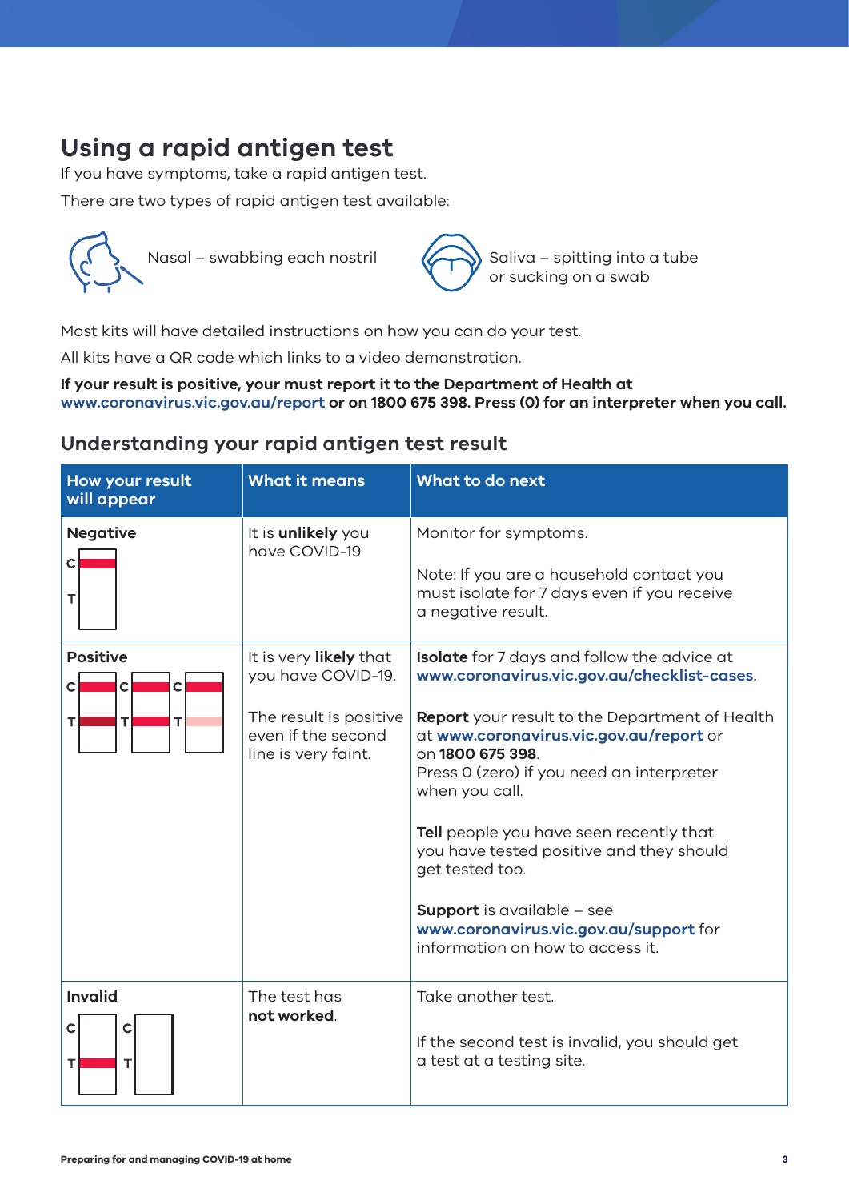## Using a rapid antigen test

If you have symptoms, take a rapid antigen test.

There are two types of rapid antigen test available:

Nasal – swabbing each nostril

Saliva – spitting into a tube or sucking on a swab

Most kits will have detailed instructions on how you can do your test.

All kits have a QR code which links to a video demonstration.

**If your result is positive, your must report it to the Department of Health at www.coronavirus.vic.gov.au/report or on 1800 675 398. Press (0) for an interpreter when you call.**

### Understanding your rapid antigen test result

| How your result will appear | What it means | What to do next |
|---|---|---|
| **Negative** | It is **unlikely** you have COVID-19 | Monitor for symptoms.<br><br>Note: If you are a household contact you must isolate for 7 days even if you receive a negative result. |
| **Positive** | It is very **likely** that you have COVID-19.<br><br>The result is positive even if the second line is very faint. | **Isolate** for 7 days and follow the advice at www.coronavirus.vic.gov.au/checklist-cases.<br><br>**Report** your result to the Department of Health at www.coronavirus.vic.gov.au/report or on **1800 675 398**.<br>Press 0 (zero) if you need an interpreter when you call.<br><br>**Tell** people you have seen recently that you have tested positive and they should get tested too.<br><br>**Support** is available – see www.coronavirus.vic.gov.au/support for information on how to access it. |
| **Invalid** | The test has **not worked**. | Take another test.<br><br>If the second test is invalid, you should get a test at a testing site. |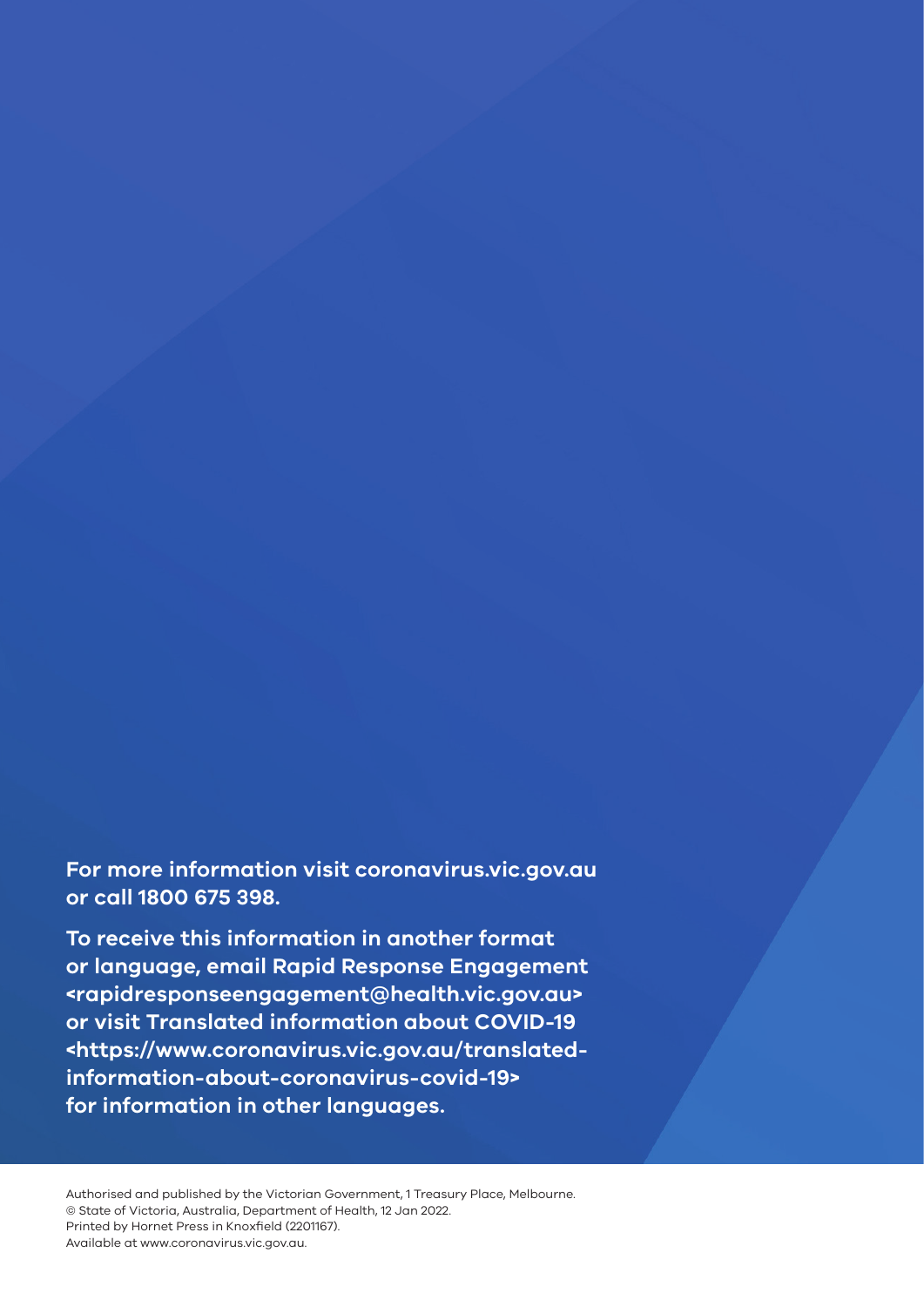**For more information visit coronavirus.vic.gov.au or call 1800 675 398.**

**To receive this information in another format or language, email Rapid Response Engagement <rapidresponseengagement@health.vic.gov.au> or visit Translated information about COVID-19 <https://www.coronavirus.vic.gov.au/translated-information-about-coronavirus-covid-19> for information in other languages.**

Authorised and published by the Victorian Government, 1 Treasury Place, Melbourne.
© State of Victoria, Australia, Department of Health, 12 Jan 2022.
Printed by Hornet Press in Knoxfield (2201167).
Available at www.coronavirus.vic.gov.au.